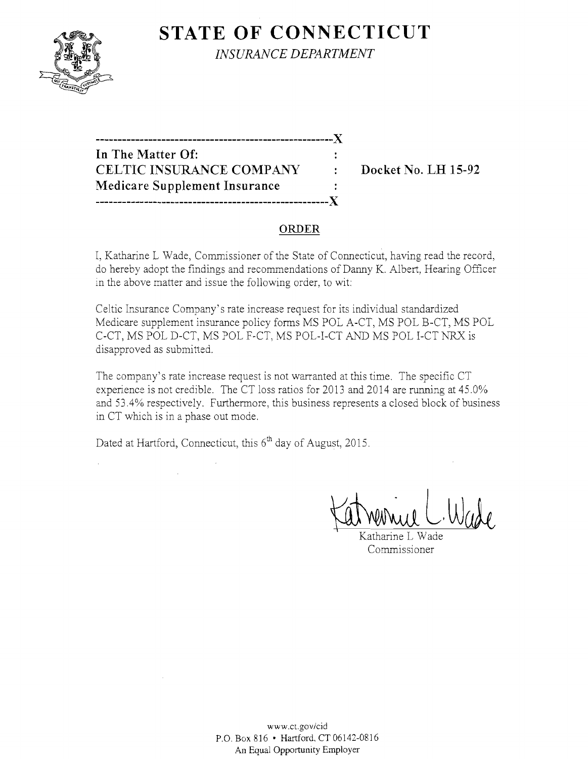# STATE OF CONNECTICUT

*INSURANCE DEPARTMENT*

| | | |
|---|---|---|
| **In The Matter Of:** | : | |
| **CELTIC INSURANCE COMPANY** | : | **Docket No. LH 15-92** |
| **Medicare Supplement Insurance** | : | |

## ORDER

I, Katharine L Wade, Commissioner of the State of Connecticut, having read the record, do hereby adopt the findings and recommendations of Danny K. Albert, Hearing Officer in the above matter and issue the following order, to wit:

Celtic Insurance Company's rate increase request for its individual standardized Medicare supplement insurance policy forms MS POL A-CT, MS POL B-CT, MS POL C-CT, MS POL D-CT, MS POL F-CT, MS POL-I-CT AND MS POL I-CT NRX is disapproved as submitted.

The company's rate increase request is not warranted at this time. The specific CT experience is not credible. The CT loss ratios for 2013 and 2014 are running at 45.0% and 53.4% respectively. Furthermore, this business represents a closed block of business in CT which is in a phase out mode.

Dated at Hartford, Connecticut, this 6th day of August, 2015.

Katharine L Wade
Commissioner

www.ct.gov/cid
P.O. Box 816 • Hartford, CT 06142-0816
An Equal Opportunity Employer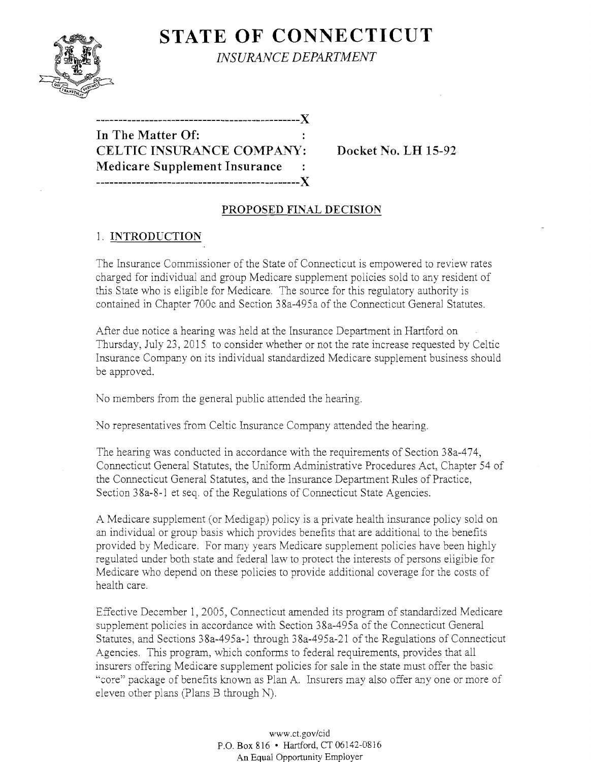# STATE OF CONNECTICUT

*INSURANCE DEPARTMENT*

```
----------------------------------------------X
In The Matter Of:                             :
CELTIC INSURANCE COMPANY:                         Docket No. LH 15-92
Medicare Supplement Insurance                 :
----------------------------------------------X
```

## PROPOSED FINAL DECISION

### 1. INTRODUCTION

The Insurance Commissioner of the State of Connecticut is empowered to review rates charged for individual and group Medicare supplement policies sold to any resident of this State who is eligible for Medicare. The source for this regulatory authority is contained in Chapter 700c and Section 38a-495a of the Connecticut General Statutes.

After due notice a hearing was held at the Insurance Department in Hartford on Thursday, July 23, 2015 to consider whether or not the rate increase requested by Celtic Insurance Company on its individual standardized Medicare supplement business should be approved.

No members from the general public attended the hearing.

No representatives from Celtic Insurance Company attended the hearing.

The hearing was conducted in accordance with the requirements of Section 38a-474, Connecticut General Statutes, the Uniform Administrative Procedures Act, Chapter 54 of the Connecticut General Statutes, and the Insurance Department Rules of Practice, Section 38a-8-1 et seq. of the Regulations of Connecticut State Agencies.

A Medicare supplement (or Medigap) policy is a private health insurance policy sold on an individual or group basis which provides benefits that are additional to the benefits provided by Medicare. For many years Medicare supplement policies have been highly regulated under both state and federal law to protect the interests of persons eligible for Medicare who depend on these policies to provide additional coverage for the costs of health care.

Effective December 1, 2005, Connecticut amended its program of standardized Medicare supplement policies in accordance with Section 38a-495a of the Connecticut General Statutes, and Sections 38a-495a-1 through 38a-495a-21 of the Regulations of Connecticut Agencies. This program, which conforms to federal requirements, provides that all insurers offering Medicare supplement policies for sale in the state must offer the basic "core" package of benefits known as Plan A. Insurers may also offer any one or more of eleven other plans (Plans B through N).

www.ct.gov/cid
P.O. Box 816 • Hartford, CT 06142-0816
An Equal Opportunity Employer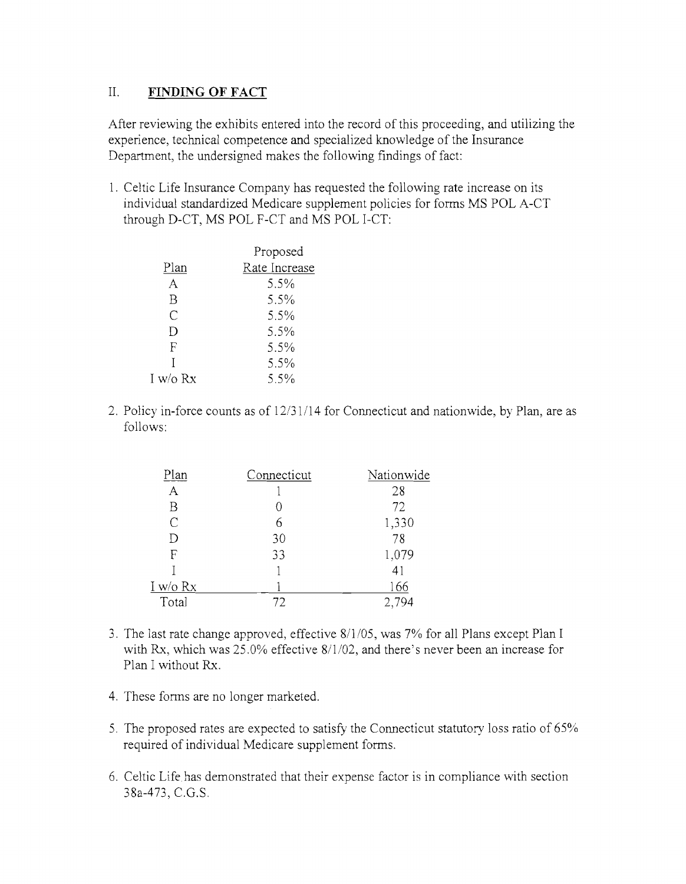## II. FINDING OF FACT

After reviewing the exhibits entered into the record of this proceeding, and utilizing the experience, technical competence and specialized knowledge of the Insurance Department, the undersigned makes the following findings of fact:

1. Celtic Life Insurance Company has requested the following rate increase on its individual standardized Medicare supplement policies for forms MS POL A-CT through D-CT, MS POL F-CT and MS POL I-CT:

| Plan | Proposed Rate Increase |
|---|---|
| A | 5.5% |
| B | 5.5% |
| C | 5.5% |
| D | 5.5% |
| F | 5.5% |
| I | 5.5% |
| I w/o Rx | 5.5% |

2. Policy in-force counts as of 12/31/14 for Connecticut and nationwide, by Plan, are as follows:

| Plan | Connecticut | Nationwide |
|---|---|---|
| A | 1 | 28 |
| B | 0 | 72 |
| C | 6 | 1,330 |
| D | 30 | 78 |
| F | 33 | 1,079 |
| I | 1 | 41 |
| I w/o Rx | 1 | 166 |
| Total | 72 | 2,794 |

3. The last rate change approved, effective 8/1/05, was 7% for all Plans except Plan I with Rx, which was 25.0% effective 8/1/02, and there's never been an increase for Plan I without Rx.

4. These forms are no longer marketed.

5. The proposed rates are expected to satisfy the Connecticut statutory loss ratio of 65% required of individual Medicare supplement forms.

6. Celtic Life has demonstrated that their expense factor is in compliance with section 38a-473, C.G.S.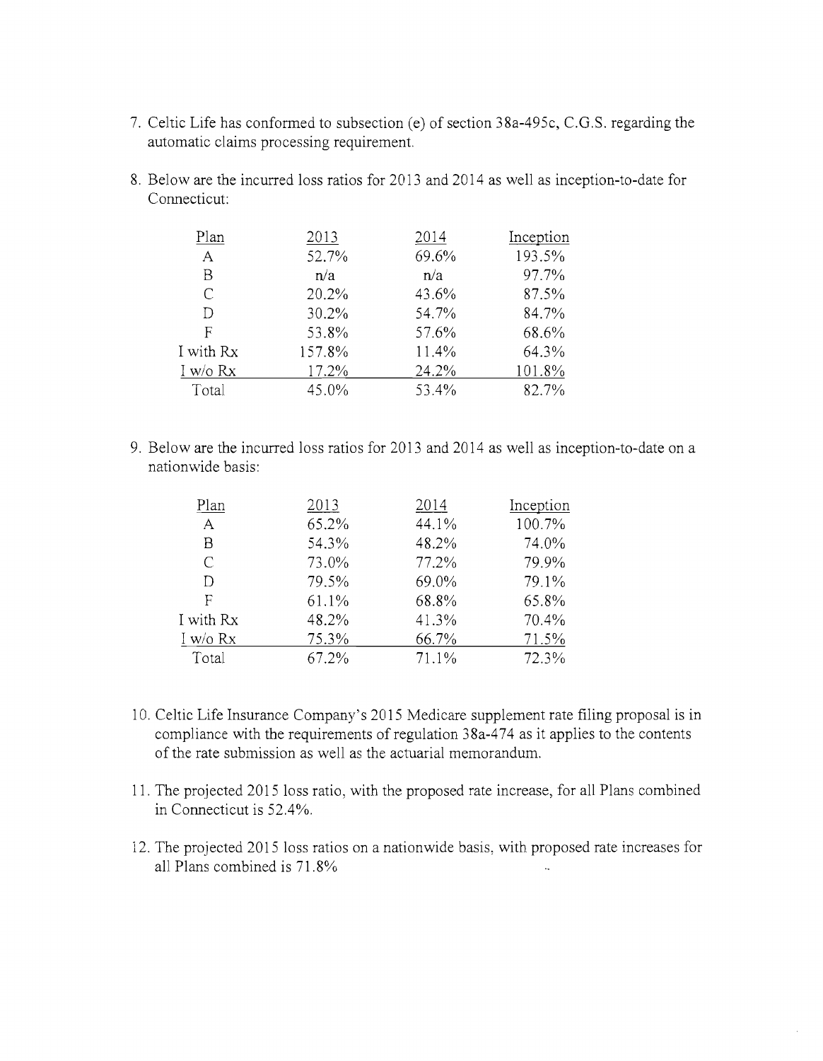7. Celtic Life has conformed to subsection (e) of section 38a-495c, C.G.S. regarding the automatic claims processing requirement.

8. Below are the incurred loss ratios for 2013 and 2014 as well as inception-to-date for Connecticut:

| Plan | 2013 | 2014 | Inception |
|---|---|---|---|
| A | 52.7% | 69.6% | 193.5% |
| B | n/a | n/a | 97.7% |
| C | 20.2% | 43.6% | 87.5% |
| D | 30.2% | 54.7% | 84.7% |
| F | 53.8% | 57.6% | 68.6% |
| I with Rx | 157.8% | 11.4% | 64.3% |
| I w/o Rx | 17.2% | 24.2% | 101.8% |
| Total | 45.0% | 53.4% | 82.7% |

9. Below are the incurred loss ratios for 2013 and 2014 as well as inception-to-date on a nationwide basis:

| Plan | 2013 | 2014 | Inception |
|---|---|---|---|
| A | 65.2% | 44.1% | 100.7% |
| B | 54.3% | 48.2% | 74.0% |
| C | 73.0% | 77.2% | 79.9% |
| D | 79.5% | 69.0% | 79.1% |
| F | 61.1% | 68.8% | 65.8% |
| I with Rx | 48.2% | 41.3% | 70.4% |
| I w/o Rx | 75.3% | 66.7% | 71.5% |
| Total | 67.2% | 71.1% | 72.3% |

10. Celtic Life Insurance Company's 2015 Medicare supplement rate filing proposal is in compliance with the requirements of regulation 38a-474 as it applies to the contents of the rate submission as well as the actuarial memorandum.

11. The projected 2015 loss ratio, with the proposed rate increase, for all Plans combined in Connecticut is 52.4%.

12. The projected 2015 loss ratios on a nationwide basis, with proposed rate increases for all Plans combined is 71.8%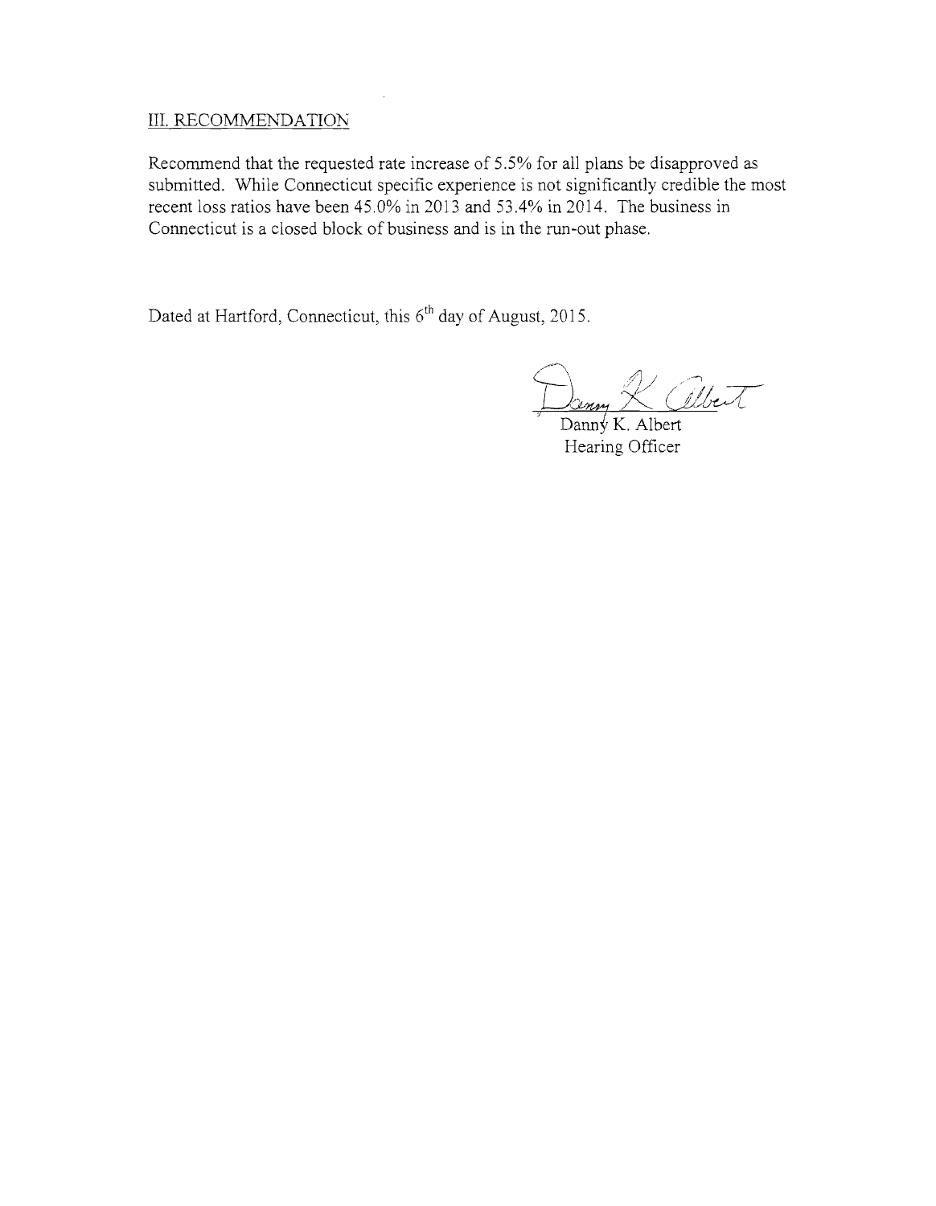## III. RECOMMENDATION

Recommend that the requested rate increase of 5.5% for all plans be disapproved as submitted. While Connecticut specific experience is not significantly credible the most recent loss ratios have been 45.0% in 2013 and 53.4% in 2014. The business in Connecticut is a closed block of business and is in the run-out phase.

Dated at Hartford, Connecticut, this 6th day of August, 2015.

Danny K. Albert
Hearing Officer